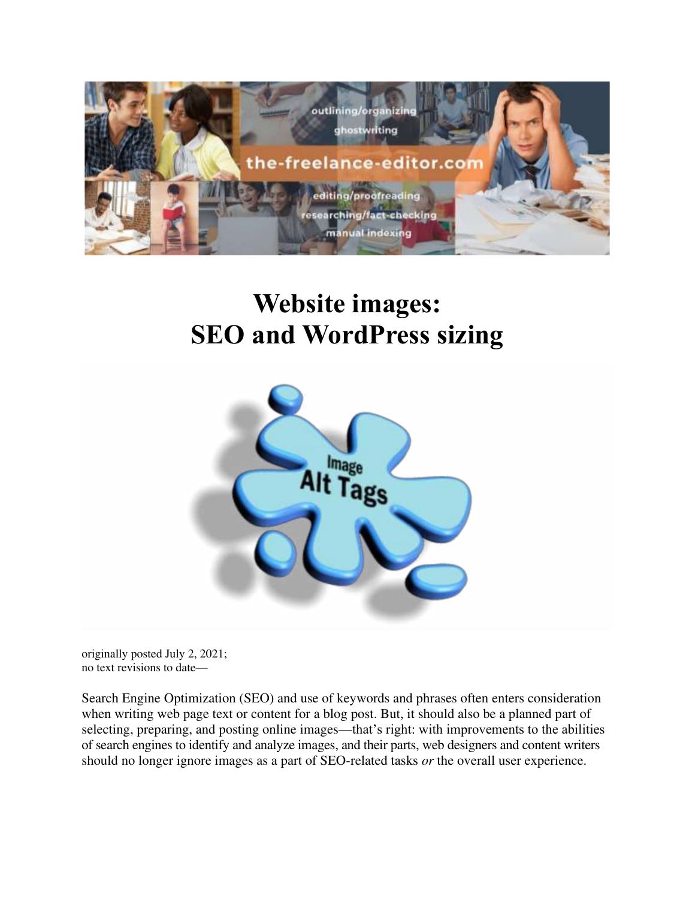# Website images:
# SEO and WordPress sizing

originally posted July 2, 2021;
no text revisions to date—

Search Engine Optimization (SEO) and use of keywords and phrases often enters consideration when writing web page text or content for a blog post. But, it should also be a planned part of selecting, preparing, and posting online images—that's right: with improvements to the abilities of search engines to identify and analyze images, and their parts, web designers and content writers should no longer ignore images as a part of SEO-related tasks *or* the overall user experience.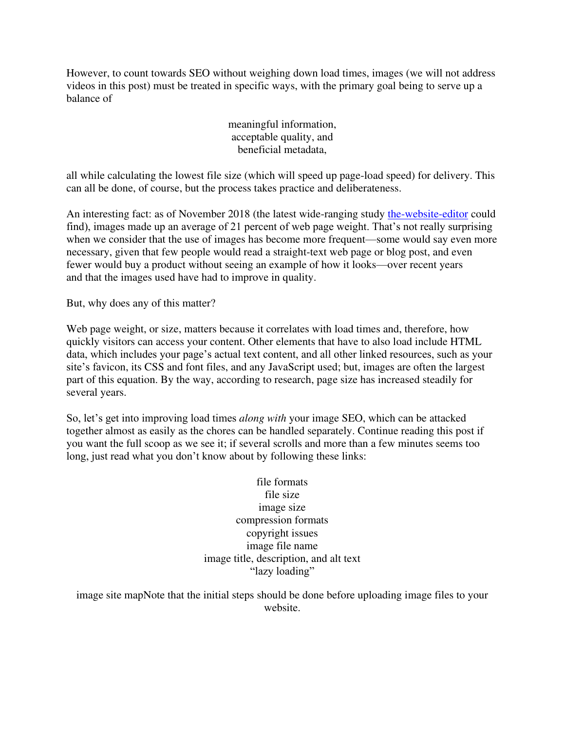However, to count towards SEO without weighing down load times, images (we will not address videos in this post) must be treated in specific ways, with the primary goal being to serve up a balance of

meaningful information,
acceptable quality, and
beneficial metadata,

all while calculating the lowest file size (which will speed up page-load speed) for delivery. This can all be done, of course, but the process takes practice and deliberateness.

An interesting fact: as of November 2018 (the latest wide-ranging study [the-website-editor] could find), images made up an average of 21 percent of web page weight. That's not really surprising when we consider that the use of images has become more frequent—some would say even more necessary, given that few people would read a straight-text web page or blog post, and even fewer would buy a product without seeing an example of how it looks—over recent years and that the images used have had to improve in quality.

But, why does any of this matter?

Web page weight, or size, matters because it correlates with load times and, therefore, how quickly visitors can access your content. Other elements that have to also load include HTML data, which includes your page's actual text content, and all other linked resources, such as your site's favicon, its CSS and font files, and any JavaScript used; but, images are often the largest part of this equation. By the way, according to research, page size has increased steadily for several years.

So, let's get into improving load times *along with* your image SEO, which can be attacked together almost as easily as the chores can be handled separately. Continue reading this post if you want the full scoop as we see it; if several scrolls and more than a few minutes seems too long, just read what you don't know about by following these links:

file formats
file size
image size
compression formats
copyright issues
image file name
image title, description, and alt text
"lazy loading"

image site mapNote that the initial steps should be done before uploading image files to your website.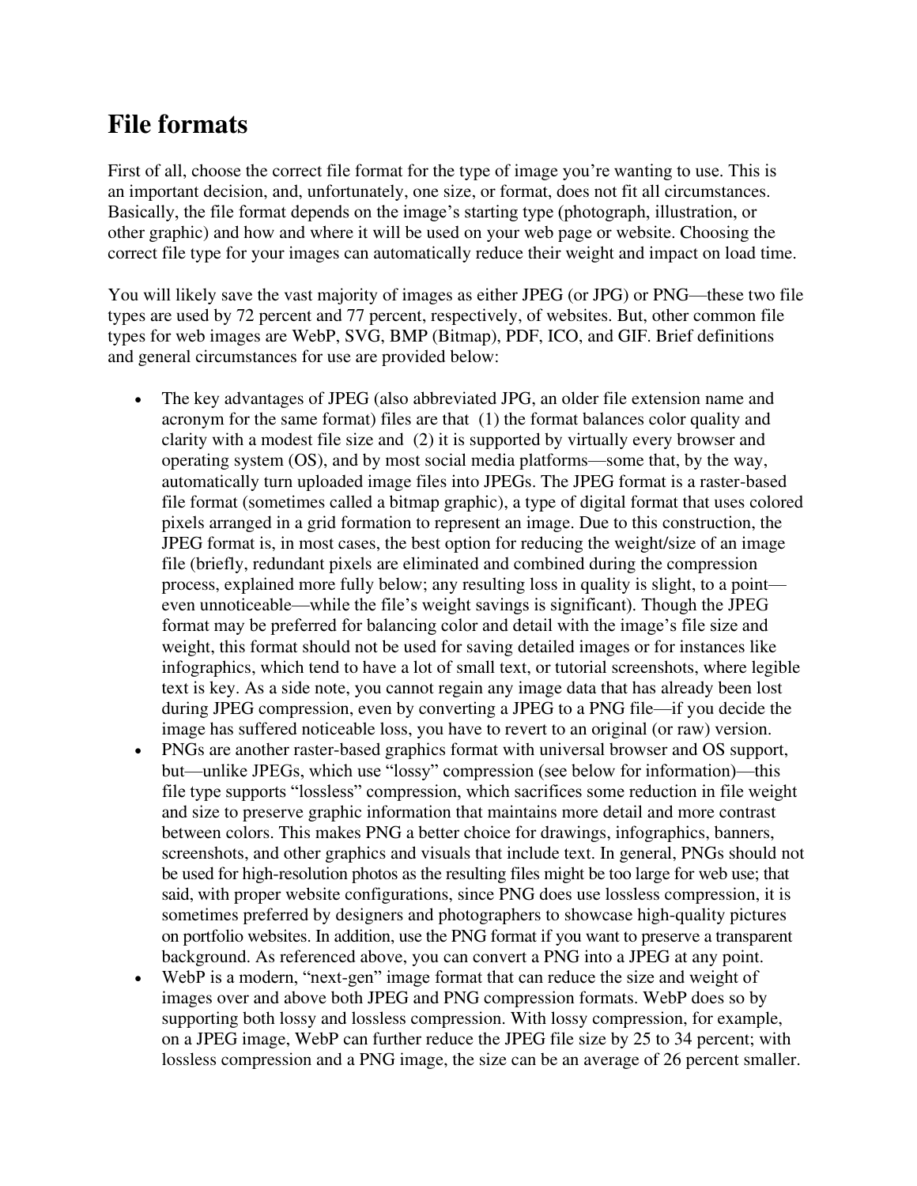## File formats

First of all, choose the correct file format for the type of image you're wanting to use. This is an important decision, and, unfortunately, one size, or format, does not fit all circumstances. Basically, the file format depends on the image's starting type (photograph, illustration, or other graphic) and how and where it will be used on your web page or website. Choosing the correct file type for your images can automatically reduce their weight and impact on load time.

You will likely save the vast majority of images as either JPEG (or JPG) or PNG—these two file types are used by 72 percent and 77 percent, respectively, of websites. But, other common file types for web images are WebP, SVG, BMP (Bitmap), PDF, ICO, and GIF. Brief definitions and general circumstances for use are provided below:

- The key advantages of JPEG (also abbreviated JPG, an older file extension name and acronym for the same format) files are that (1) the format balances color quality and clarity with a modest file size and (2) it is supported by virtually every browser and operating system (OS), and by most social media platforms—some that, by the way, automatically turn uploaded image files into JPEGs. The JPEG format is a raster-based file format (sometimes called a bitmap graphic), a type of digital format that uses colored pixels arranged in a grid formation to represent an image. Due to this construction, the JPEG format is, in most cases, the best option for reducing the weight/size of an image file (briefly, redundant pixels are eliminated and combined during the compression process, explained more fully below; any resulting loss in quality is slight, to a point—even unnoticeable—while the file's weight savings is significant). Though the JPEG format may be preferred for balancing color and detail with the image's file size and weight, this format should not be used for saving detailed images or for instances like infographics, which tend to have a lot of small text, or tutorial screenshots, where legible text is key. As a side note, you cannot regain any image data that has already been lost during JPEG compression, even by converting a JPEG to a PNG file—if you decide the image has suffered noticeable loss, you have to revert to an original (or raw) version.
- PNGs are another raster-based graphics format with universal browser and OS support, but—unlike JPEGs, which use "lossy" compression (see below for information)—this file type supports "lossless" compression, which sacrifices some reduction in file weight and size to preserve graphic information that maintains more detail and more contrast between colors. This makes PNG a better choice for drawings, infographics, banners, screenshots, and other graphics and visuals that include text. In general, PNGs should not be used for high-resolution photos as the resulting files might be too large for web use; that said, with proper website configurations, since PNG does use lossless compression, it is sometimes preferred by designers and photographers to showcase high-quality pictures on portfolio websites. In addition, use the PNG format if you want to preserve a transparent background. As referenced above, you can convert a PNG into a JPEG at any point.
- WebP is a modern, "next-gen" image format that can reduce the size and weight of images over and above both JPEG and PNG compression formats. WebP does so by supporting both lossy and lossless compression. With lossy compression, for example, on a JPEG image, WebP can further reduce the JPEG file size by 25 to 34 percent; with lossless compression and a PNG image, the size can be an average of 26 percent smaller.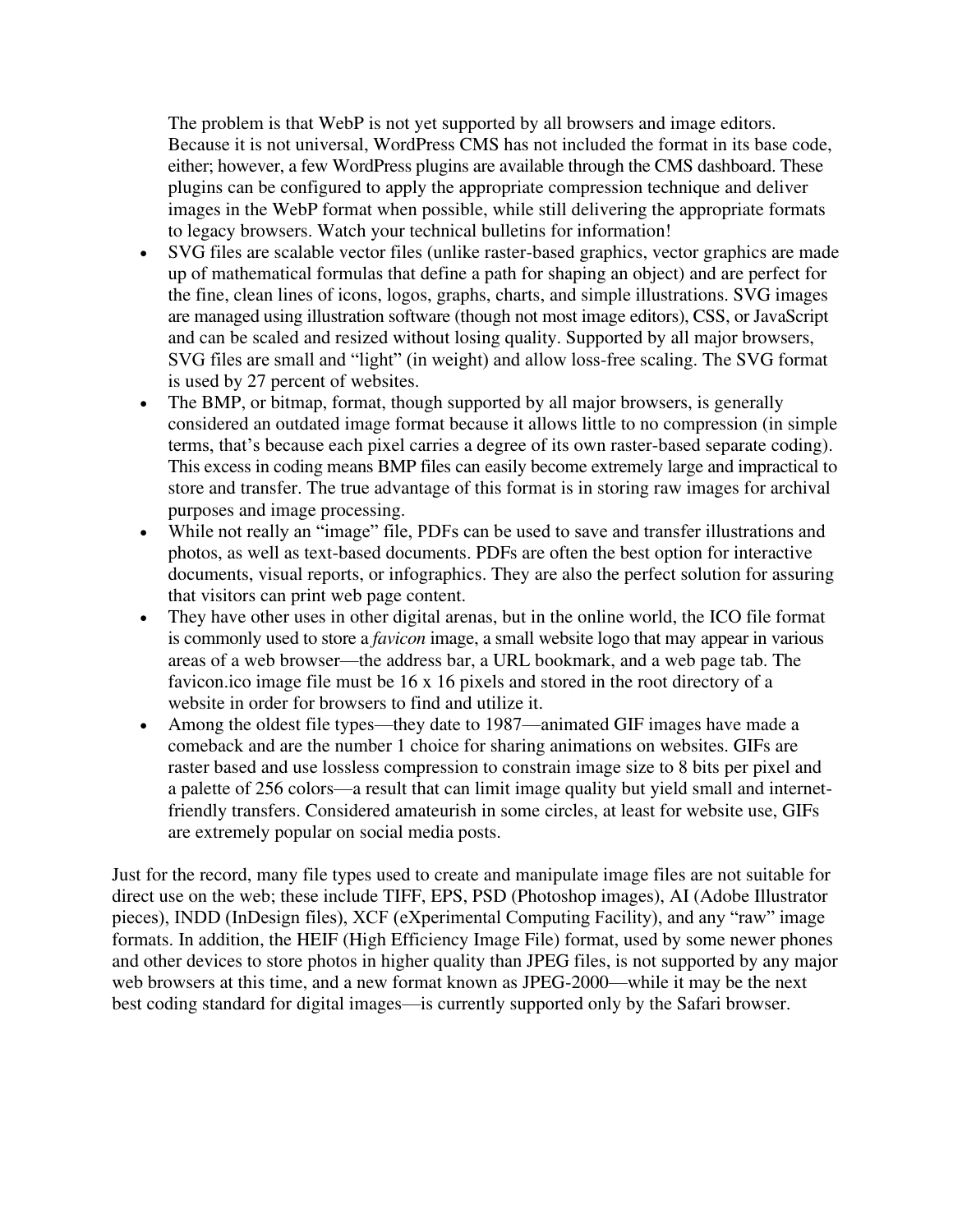The problem is that WebP is not yet supported by all browsers and image editors. Because it is not universal, WordPress CMS has not included the format in its base code, either; however, a few WordPress plugins are available through the CMS dashboard. These plugins can be configured to apply the appropriate compression technique and deliver images in the WebP format when possible, while still delivering the appropriate formats to legacy browsers. Watch your technical bulletins for information!

- SVG files are scalable vector files (unlike raster-based graphics, vector graphics are made up of mathematical formulas that define a path for shaping an object) and are perfect for the fine, clean lines of icons, logos, graphs, charts, and simple illustrations. SVG images are managed using illustration software (though not most image editors), CSS, or JavaScript and can be scaled and resized without losing quality. Supported by all major browsers, SVG files are small and "light" (in weight) and allow loss-free scaling. The SVG format is used by 27 percent of websites.
- The BMP, or bitmap, format, though supported by all major browsers, is generally considered an outdated image format because it allows little to no compression (in simple terms, that's because each pixel carries a degree of its own raster-based separate coding). This excess in coding means BMP files can easily become extremely large and impractical to store and transfer. The true advantage of this format is in storing raw images for archival purposes and image processing.
- While not really an "image" file, PDFs can be used to save and transfer illustrations and photos, as well as text-based documents. PDFs are often the best option for interactive documents, visual reports, or infographics. They are also the perfect solution for assuring that visitors can print web page content.
- They have other uses in other digital arenas, but in the online world, the ICO file format is commonly used to store a *favicon* image, a small website logo that may appear in various areas of a web browser—the address bar, a URL bookmark, and a web page tab. The favicon.ico image file must be 16 x 16 pixels and stored in the root directory of a website in order for browsers to find and utilize it.
- Among the oldest file types—they date to 1987—animated GIF images have made a comeback and are the number 1 choice for sharing animations on websites. GIFs are raster based and use lossless compression to constrain image size to 8 bits per pixel and a palette of 256 colors—a result that can limit image quality but yield small and internet-friendly transfers. Considered amateurish in some circles, at least for website use, GIFs are extremely popular on social media posts.

Just for the record, many file types used to create and manipulate image files are not suitable for direct use on the web; these include TIFF, EPS, PSD (Photoshop images), AI (Adobe Illustrator pieces), INDD (InDesign files), XCF (eXperimental Computing Facility), and any "raw" image formats. In addition, the HEIF (High Efficiency Image File) format, used by some newer phones and other devices to store photos in higher quality than JPEG files, is not supported by any major web browsers at this time, and a new format known as JPEG-2000—while it may be the next best coding standard for digital images—is currently supported only by the Safari browser.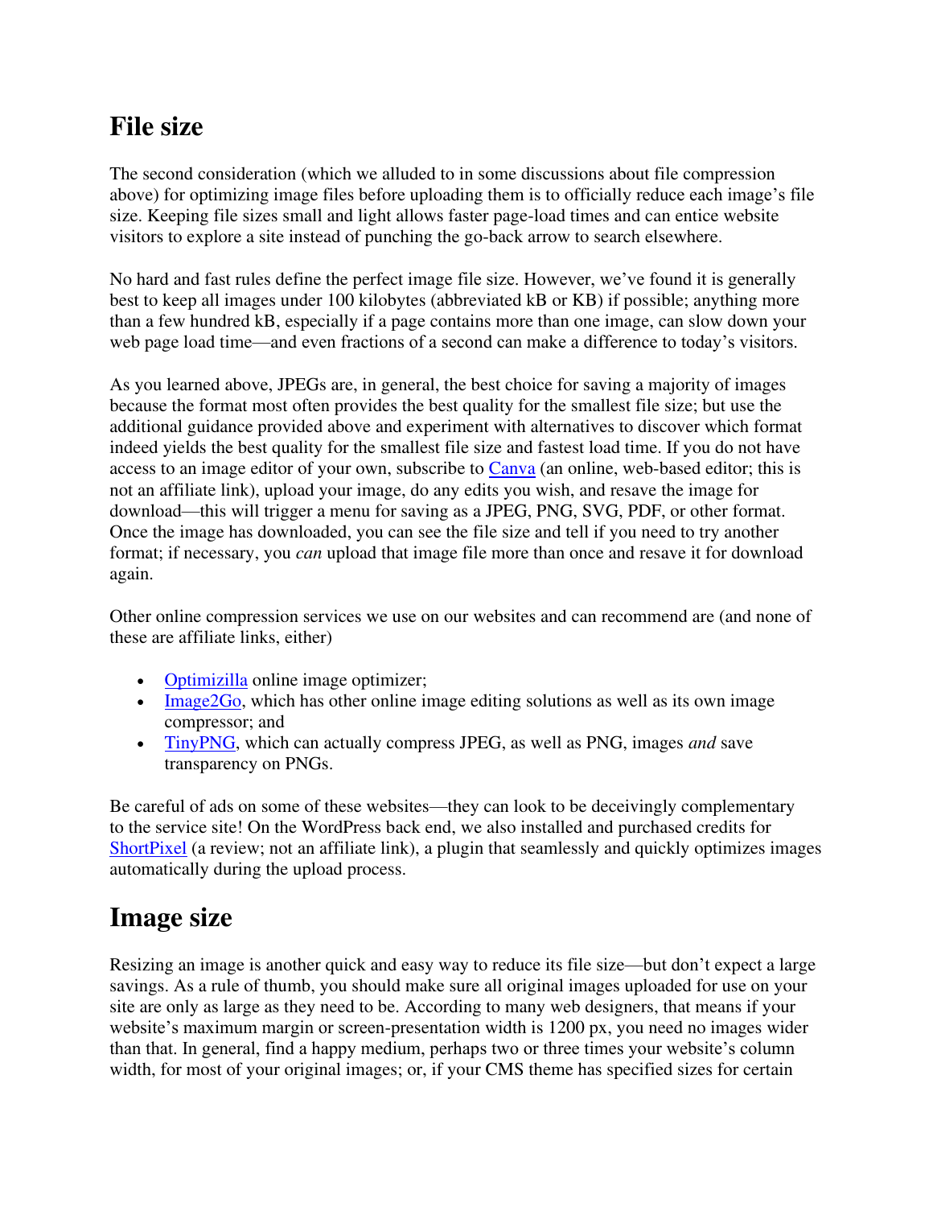## File size

The second consideration (which we alluded to in some discussions about file compression above) for optimizing image files before uploading them is to officially reduce each image's file size. Keeping file sizes small and light allows faster page-load times and can entice website visitors to explore a site instead of punching the go-back arrow to search elsewhere.

No hard and fast rules define the perfect image file size. However, we've found it is generally best to keep all images under 100 kilobytes (abbreviated kB or KB) if possible; anything more than a few hundred kB, especially if a page contains more than one image, can slow down your web page load time—and even fractions of a second can make a difference to today's visitors.

As you learned above, JPEGs are, in general, the best choice for saving a majority of images because the format most often provides the best quality for the smallest file size; but use the additional guidance provided above and experiment with alternatives to discover which format indeed yields the best quality for the smallest file size and fastest load time. If you do not have access to an image editor of your own, subscribe to Canva (an online, web-based editor; this is not an affiliate link), upload your image, do any edits you wish, and resave the image for download—this will trigger a menu for saving as a JPEG, PNG, SVG, PDF, or other format. Once the image has downloaded, you can see the file size and tell if you need to try another format; if necessary, you *can* upload that image file more than once and resave it for download again.

Other online compression services we use on our websites and can recommend are (and none of these are affiliate links, either)

- Optimizilla online image optimizer;
- Image2Go, which has other online image editing solutions as well as its own image compressor; and
- TinyPNG, which can actually compress JPEG, as well as PNG, images *and* save transparency on PNGs.

Be careful of ads on some of these websites—they can look to be deceivingly complementary to the service site! On the WordPress back end, we also installed and purchased credits for ShortPixel (a review; not an affiliate link), a plugin that seamlessly and quickly optimizes images automatically during the upload process.

## Image size

Resizing an image is another quick and easy way to reduce its file size—but don't expect a large savings. As a rule of thumb, you should make sure all original images uploaded for use on your site are only as large as they need to be. According to many web designers, that means if your website's maximum margin or screen-presentation width is 1200 px, you need no images wider than that. In general, find a happy medium, perhaps two or three times your website's column width, for most of your original images; or, if your CMS theme has specified sizes for certain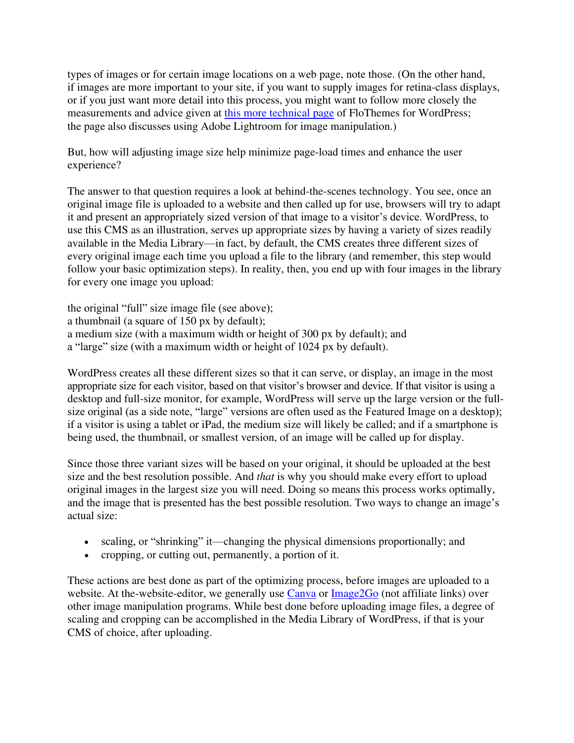types of images or for certain image locations on a web page, note those. (On the other hand, if images are more important to your site, if you want to supply images for retina-class displays, or if you just want more detail into this process, you might want to follow more closely the measurements and advice given at [this more technical page]() of FloThemes for WordPress; the page also discusses using Adobe Lightroom for image manipulation.)

But, how will adjusting image size help minimize page-load times and enhance the user experience?

The answer to that question requires a look at behind-the-scenes technology. You see, once an original image file is uploaded to a website and then called up for use, browsers will try to adapt it and present an appropriately sized version of that image to a visitor's device. WordPress, to use this CMS as an illustration, serves up appropriate sizes by having a variety of sizes readily available in the Media Library—in fact, by default, the CMS creates three different sizes of every original image each time you upload a file to the library (and remember, this step would follow your basic optimization steps). In reality, then, you end up with four images in the library for every one image you upload:

the original "full" size image file (see above);
a thumbnail (a square of 150 px by default);
a medium size (with a maximum width or height of 300 px by default); and
a "large" size (with a maximum width or height of 1024 px by default).

WordPress creates all these different sizes so that it can serve, or display, an image in the most appropriate size for each visitor, based on that visitor's browser and device. If that visitor is using a desktop and full-size monitor, for example, WordPress will serve up the large version or the full-size original (as a side note, "large" versions are often used as the Featured Image on a desktop); if a visitor is using a tablet or iPad, the medium size will likely be called; and if a smartphone is being used, the thumbnail, or smallest version, of an image will be called up for display.

Since those three variant sizes will be based on your original, it should be uploaded at the best size and the best resolution possible. And *that* is why you should make every effort to upload original images in the largest size you will need. Doing so means this process works optimally, and the image that is presented has the best possible resolution. Two ways to change an image's actual size:

- scaling, or "shrinking" it—changing the physical dimensions proportionally; and
- cropping, or cutting out, permanently, a portion of it.

These actions are best done as part of the optimizing process, before images are uploaded to a website. At the-website-editor, we generally use [Canva]() or [Image2Go]() (not affiliate links) over other image manipulation programs. While best done before uploading image files, a degree of scaling and cropping can be accomplished in the Media Library of WordPress, if that is your CMS of choice, after uploading.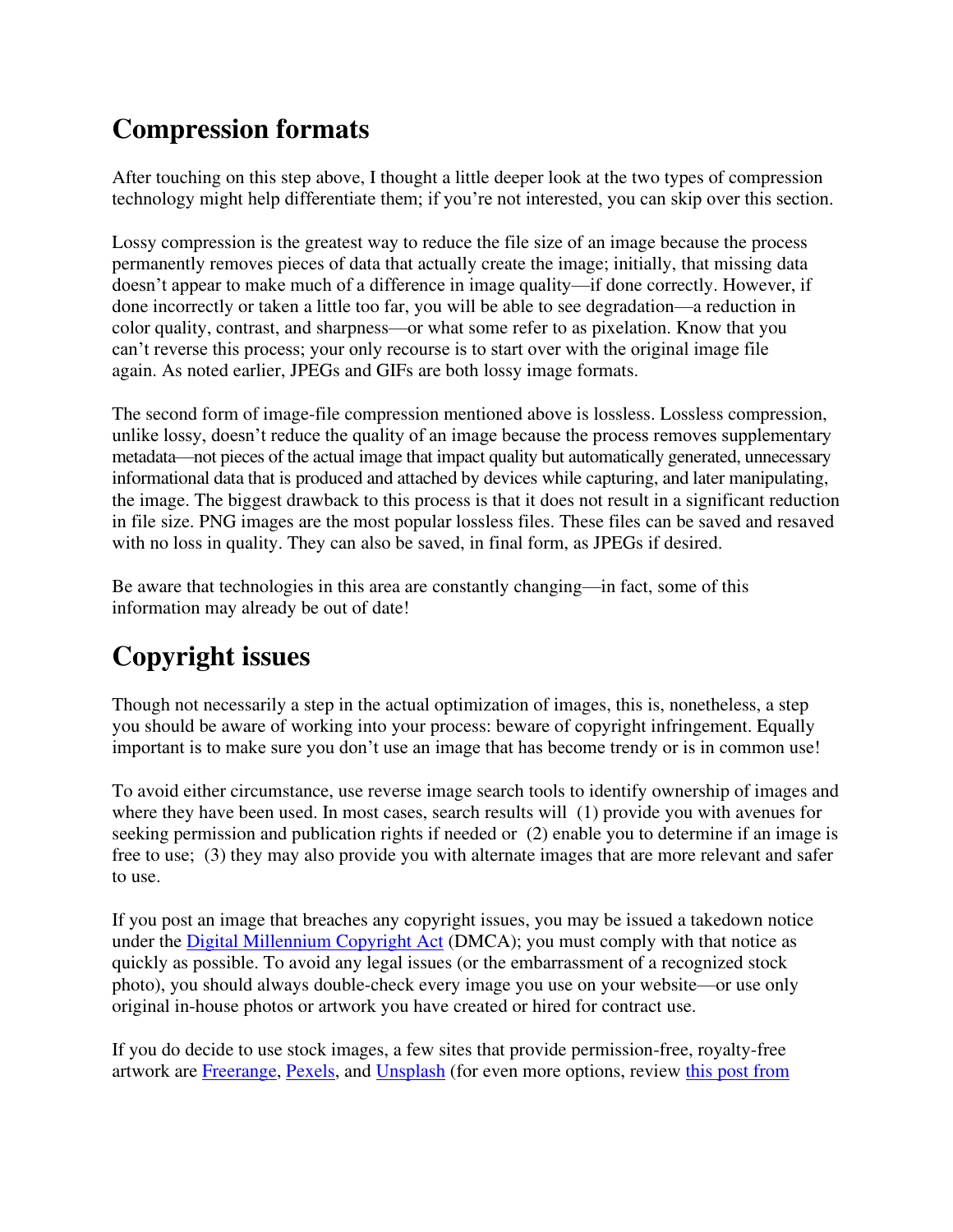## Compression formats

After touching on this step above, I thought a little deeper look at the two types of compression technology might help differentiate them; if you're not interested, you can skip over this section.

Lossy compression is the greatest way to reduce the file size of an image because the process permanently removes pieces of data that actually create the image; initially, that missing data doesn't appear to make much of a difference in image quality—if done correctly. However, if done incorrectly or taken a little too far, you will be able to see degradation—a reduction in color quality, contrast, and sharpness—or what some refer to as pixelation. Know that you can't reverse this process; your only recourse is to start over with the original image file again. As noted earlier, JPEGs and GIFs are both lossy image formats.

The second form of image-file compression mentioned above is lossless. Lossless compression, unlike lossy, doesn't reduce the quality of an image because the process removes supplementary metadata—not pieces of the actual image that impact quality but automatically generated, unnecessary informational data that is produced and attached by devices while capturing, and later manipulating, the image. The biggest drawback to this process is that it does not result in a significant reduction in file size. PNG images are the most popular lossless files. These files can be saved and resaved with no loss in quality. They can also be saved, in final form, as JPEGs if desired.

Be aware that technologies in this area are constantly changing—in fact, some of this information may already be out of date!

## Copyright issues

Though not necessarily a step in the actual optimization of images, this is, nonetheless, a step you should be aware of working into your process: beware of copyright infringement. Equally important is to make sure you don't use an image that has become trendy or is in common use!

To avoid either circumstance, use reverse image search tools to identify ownership of images and where they have been used. In most cases, search results will (1) provide you with avenues for seeking permission and publication rights if needed or (2) enable you to determine if an image is free to use; (3) they may also provide you with alternate images that are more relevant and safer to use.

If you post an image that breaches any copyright issues, you may be issued a takedown notice under the Digital Millennium Copyright Act (DMCA); you must comply with that notice as quickly as possible. To avoid any legal issues (or the embarrassment of a recognized stock photo), you should always double-check every image you use on your website—or use only original in-house photos or artwork you have created or hired for contract use.

If you do decide to use stock images, a few sites that provide permission-free, royalty-free artwork are Freerange, Pexels, and Unsplash (for even more options, review this post from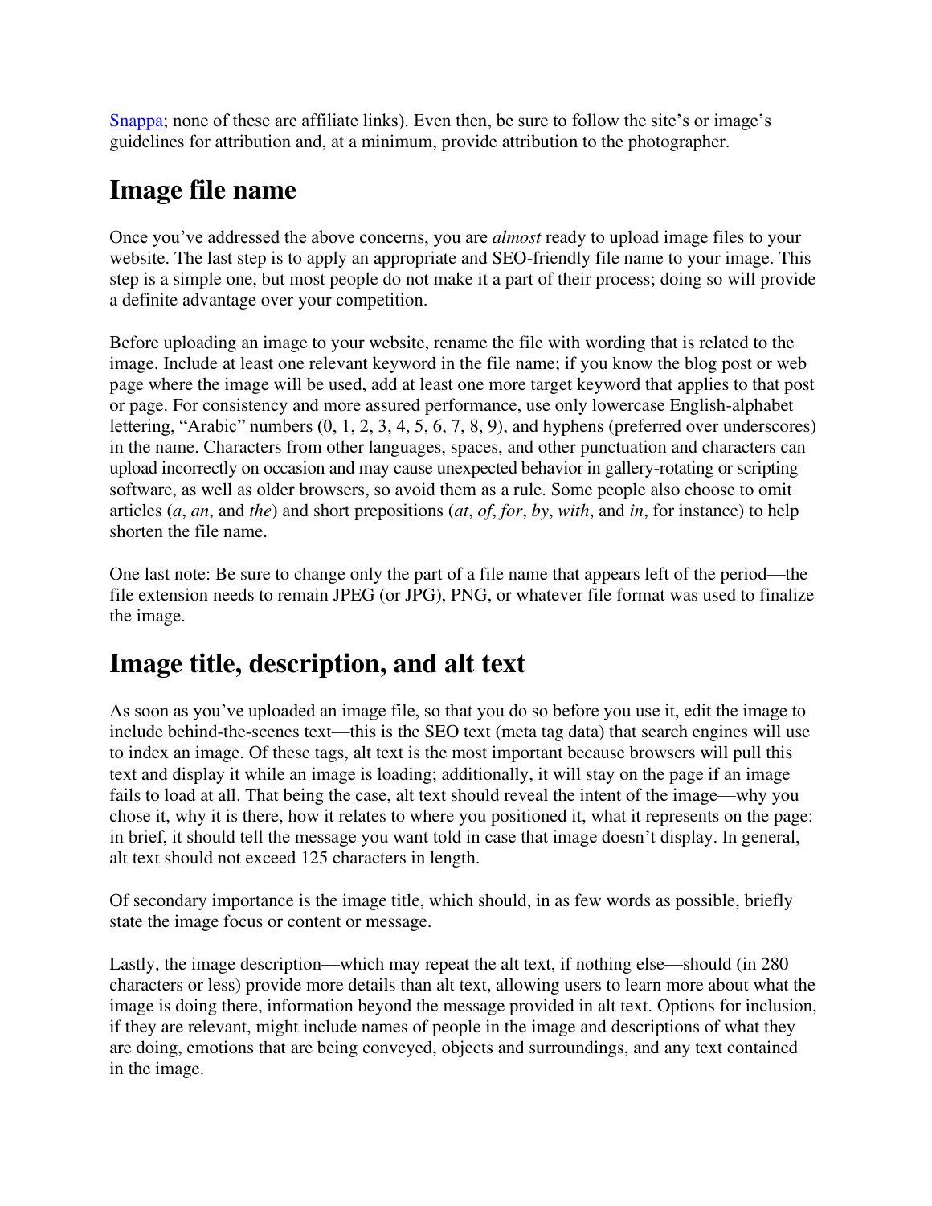[Snappa](); none of these are affiliate links). Even then, be sure to follow the site's or image's guidelines for attribution and, at a minimum, provide attribution to the photographer.

## Image file name

Once you've addressed the above concerns, you are *almost* ready to upload image files to your website. The last step is to apply an appropriate and SEO-friendly file name to your image. This step is a simple one, but most people do not make it a part of their process; doing so will provide a definite advantage over your competition.

Before uploading an image to your website, rename the file with wording that is related to the image. Include at least one relevant keyword in the file name; if you know the blog post or web page where the image will be used, add at least one more target keyword that applies to that post or page. For consistency and more assured performance, use only lowercase English-alphabet lettering, "Arabic" numbers (0, 1, 2, 3, 4, 5, 6, 7, 8, 9), and hyphens (preferred over underscores) in the name. Characters from other languages, spaces, and other punctuation and characters can upload incorrectly on occasion and may cause unexpected behavior in gallery-rotating or scripting software, as well as older browsers, so avoid them as a rule. Some people also choose to omit articles (*a*, *an*, and *the*) and short prepositions (*at*, *of*, *for*, *by*, *with*, and *in*, for instance) to help shorten the file name.

One last note: Be sure to change only the part of a file name that appears left of the period—the file extension needs to remain JPEG (or JPG), PNG, or whatever file format was used to finalize the image.

## Image title, description, and alt text

As soon as you've uploaded an image file, so that you do so before you use it, edit the image to include behind-the-scenes text—this is the SEO text (meta tag data) that search engines will use to index an image. Of these tags, alt text is the most important because browsers will pull this text and display it while an image is loading; additionally, it will stay on the page if an image fails to load at all. That being the case, alt text should reveal the intent of the image—why you chose it, why it is there, how it relates to where you positioned it, what it represents on the page: in brief, it should tell the message you want told in case that image doesn't display. In general, alt text should not exceed 125 characters in length.

Of secondary importance is the image title, which should, in as few words as possible, briefly state the image focus or content or message.

Lastly, the image description—which may repeat the alt text, if nothing else—should (in 280 characters or less) provide more details than alt text, allowing users to learn more about what the image is doing there, information beyond the message provided in alt text. Options for inclusion, if they are relevant, might include names of people in the image and descriptions of what they are doing, emotions that are being conveyed, objects and surroundings, and any text contained in the image.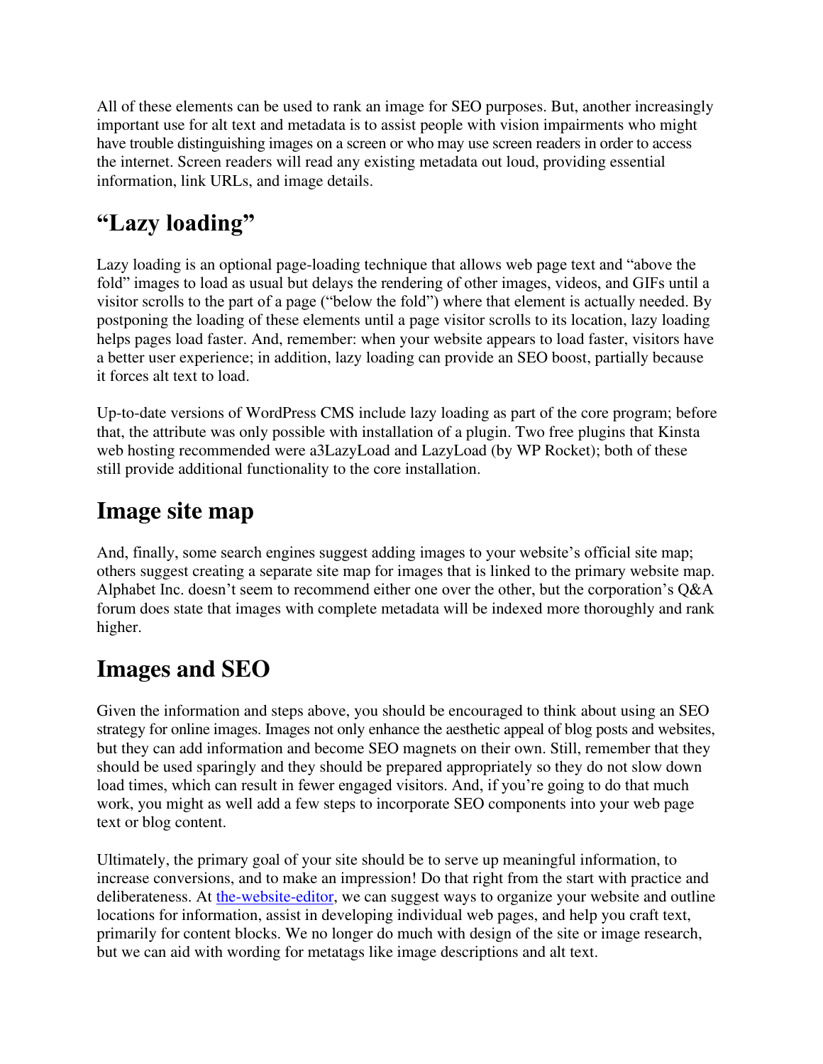All of these elements can be used to rank an image for SEO purposes. But, another increasingly important use for alt text and metadata is to assist people with vision impairments who might have trouble distinguishing images on a screen or who may use screen readers in order to access the internet. Screen readers will read any existing metadata out loud, providing essential information, link URLs, and image details.

## "Lazy loading"

Lazy loading is an optional page-loading technique that allows web page text and "above the fold" images to load as usual but delays the rendering of other images, videos, and GIFs until a visitor scrolls to the part of a page ("below the fold") where that element is actually needed. By postponing the loading of these elements until a page visitor scrolls to its location, lazy loading helps pages load faster. And, remember: when your website appears to load faster, visitors have a better user experience; in addition, lazy loading can provide an SEO boost, partially because it forces alt text to load.

Up-to-date versions of WordPress CMS include lazy loading as part of the core program; before that, the attribute was only possible with installation of a plugin. Two free plugins that Kinsta web hosting recommended were a3LazyLoad and LazyLoad (by WP Rocket); both of these still provide additional functionality to the core installation.

## Image site map

And, finally, some search engines suggest adding images to your website's official site map; others suggest creating a separate site map for images that is linked to the primary website map. Alphabet Inc. doesn't seem to recommend either one over the other, but the corporation's Q&A forum does state that images with complete metadata will be indexed more thoroughly and rank higher.

## Images and SEO

Given the information and steps above, you should be encouraged to think about using an SEO strategy for online images. Images not only enhance the aesthetic appeal of blog posts and websites, but they can add information and become SEO magnets on their own. Still, remember that they should be used sparingly and they should be prepared appropriately so they do not slow down load times, which can result in fewer engaged visitors. And, if you're going to do that much work, you might as well add a few steps to incorporate SEO components into your web page text or blog content.

Ultimately, the primary goal of your site should be to serve up meaningful information, to increase conversions, and to make an impression! Do that right from the start with practice and deliberateness. At the-website-editor, we can suggest ways to organize your website and outline locations for information, assist in developing individual web pages, and help you craft text, primarily for content blocks. We no longer do much with design of the site or image research, but we can aid with wording for metatags like image descriptions and alt text.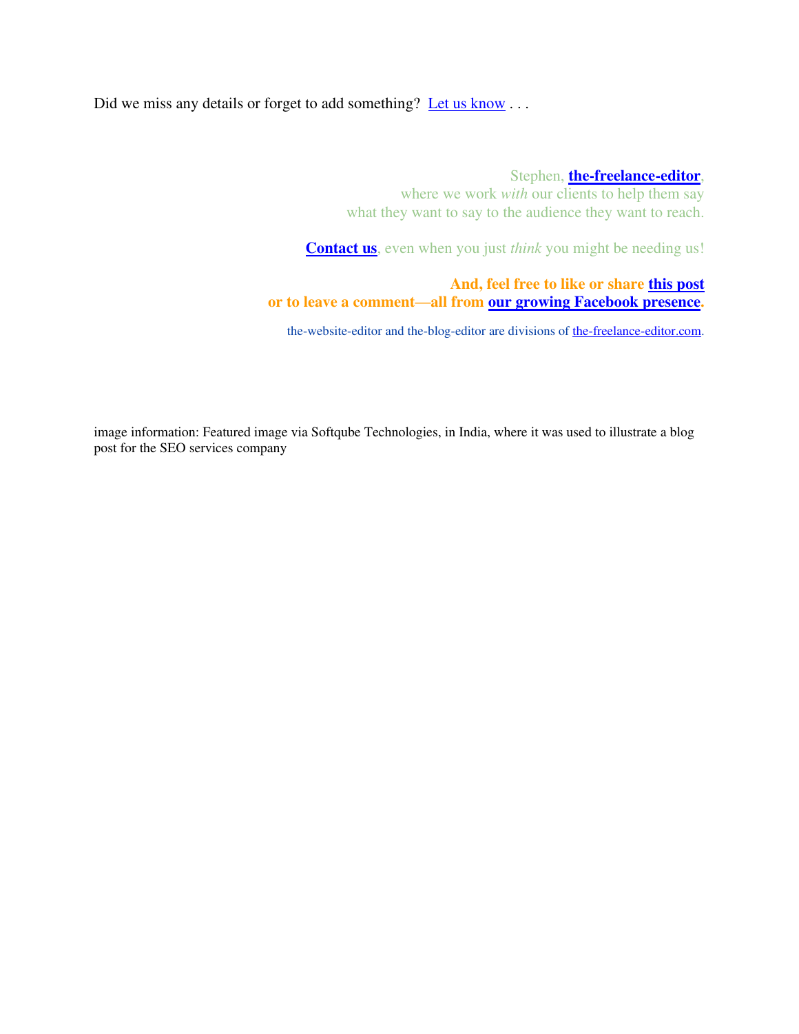Did we miss any details or forget to add something? Let us know . . .

Stephen, **the-freelance-editor**,
where we work *with* our clients to help them say
what they want to say to the audience they want to reach.

**Contact us**, even when you just *think* you might be needing us!

**And, feel free to like or share this post**
**or to leave a comment—all from our growing Facebook presence.**

the-website-editor and the-blog-editor are divisions of the-freelance-editor.com.

image information: Featured image via Softqube Technologies, in India, where it was used to illustrate a blog post for the SEO services company